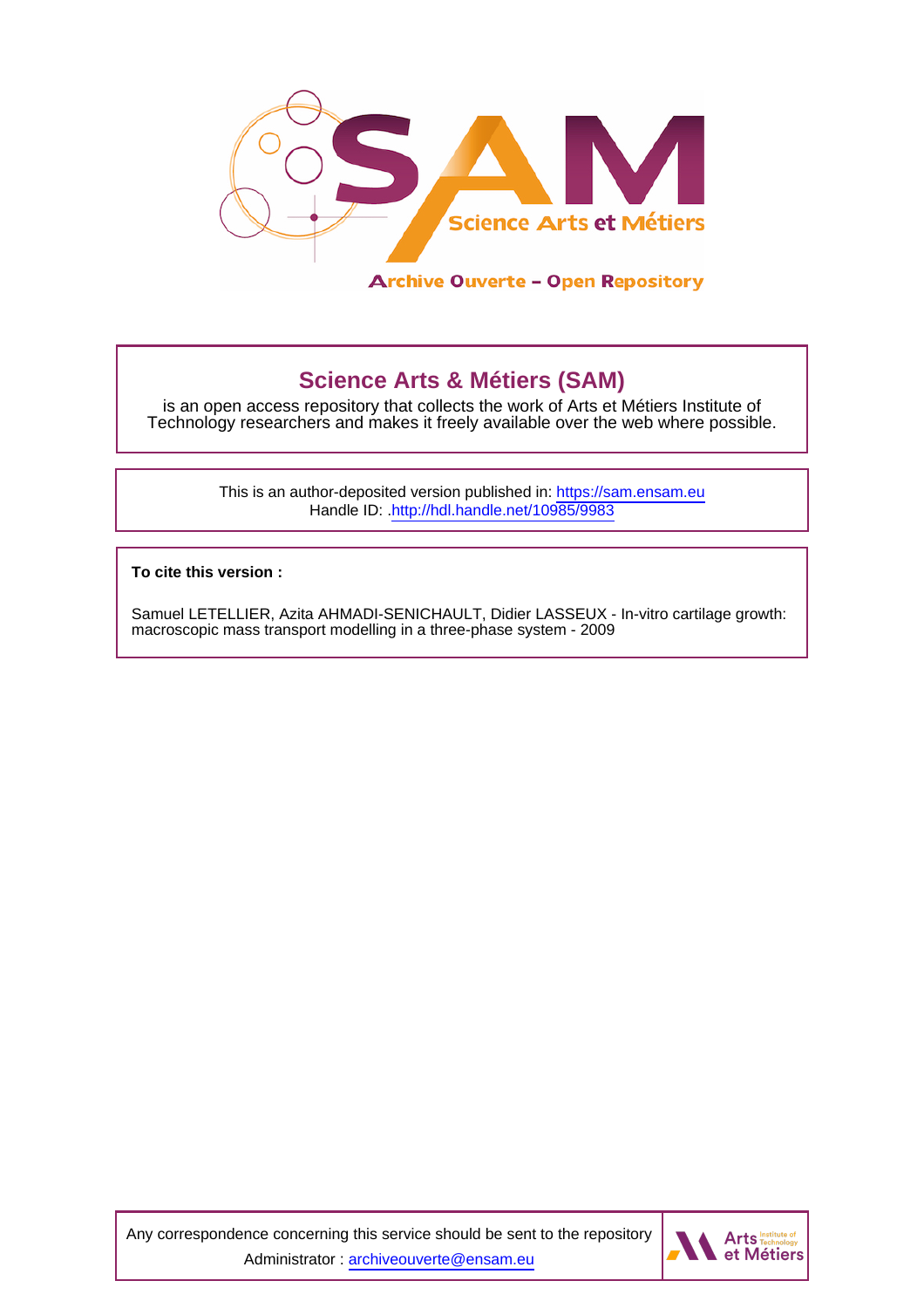Archive Ouverte – Open Repository

## Science Arts & Métiers (SAM)

is an open access repository that collects the work of Arts et Métiers Institute of Technology researchers and makes it freely available over the web where possible.

This is an author-deposited version published in: https://sam.ensam.eu
Handle ID: .http://hdl.handle.net/10985/9983

**To cite this version :**

Samuel LETELLIER, Azita AHMADI-SENICHAULT, Didier LASSEUX - In-vitro cartilage growth: macroscopic mass transport modelling in a three-phase system - 2009

Any correspondence concerning this service should be sent to the repository Administrator : archiveouverte@ensam.eu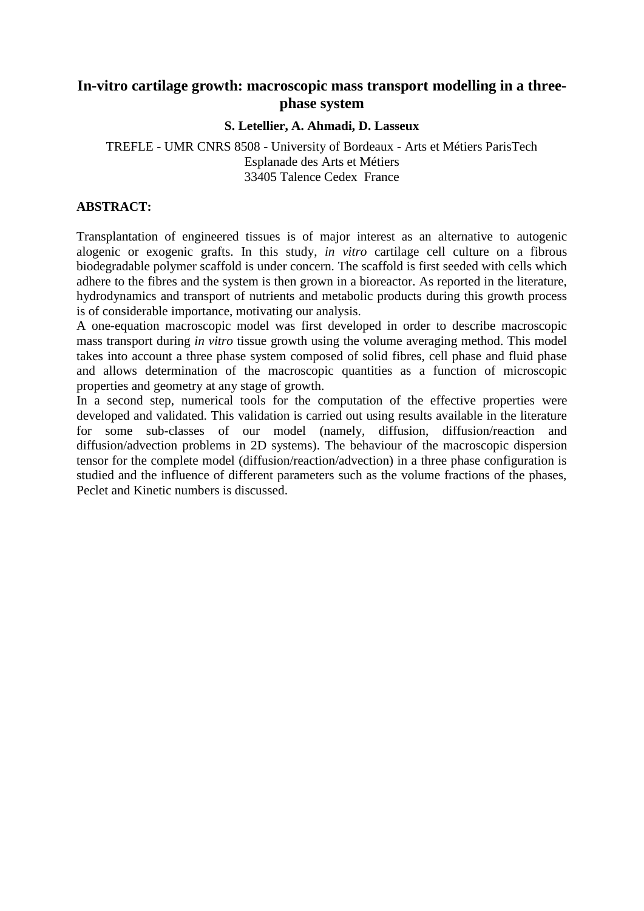# In-vitro cartilage growth: macroscopic mass transport modelling in a three-phase system

**S. Letellier, A. Ahmadi, D. Lasseux**

TREFLE - UMR CNRS 8508 - University of Bordeaux - Arts et Métiers ParisTech
Esplanade des Arts et Métiers
33405 Talence Cedex France

**ABSTRACT:**

Transplantation of engineered tissues is of major interest as an alternative to autogenic alogenic or exogenic grafts. In this study, *in vitro* cartilage cell culture on a fibrous biodegradable polymer scaffold is under concern. The scaffold is first seeded with cells which adhere to the fibres and the system is then grown in a bioreactor. As reported in the literature, hydrodynamics and transport of nutrients and metabolic products during this growth process is of considerable importance, motivating our analysis.

A one-equation macroscopic model was first developed in order to describe macroscopic mass transport during *in vitro* tissue growth using the volume averaging method. This model takes into account a three phase system composed of solid fibres, cell phase and fluid phase and allows determination of the macroscopic quantities as a function of microscopic properties and geometry at any stage of growth.

In a second step, numerical tools for the computation of the effective properties were developed and validated. This validation is carried out using results available in the literature for some sub-classes of our model (namely, diffusion, diffusion/reaction and diffusion/advection problems in 2D systems). The behaviour of the macroscopic dispersion tensor for the complete model (diffusion/reaction/advection) in a three phase configuration is studied and the influence of different parameters such as the volume fractions of the phases, Peclet and Kinetic numbers is discussed.